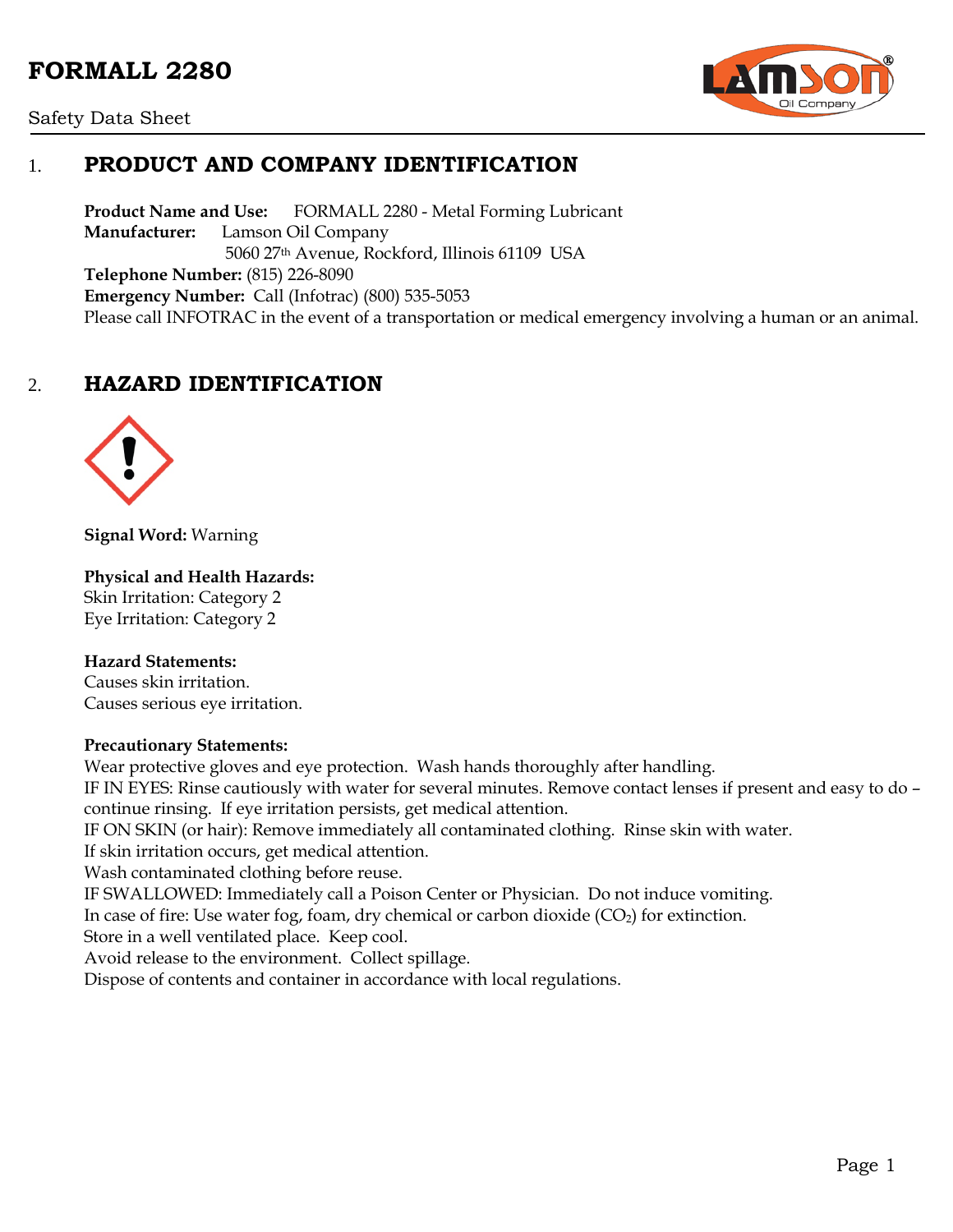# FORMALL 2280

Safety Data Sheet

## 1. PRODUCT AND COMPANY IDENTIFICATION

**Product Name and Use:** FORMALL 2280 - Metal Forming Lubricant
**Manufacturer:** Lamson Oil Company
5060 27th Avenue, Rockford, Illinois 61109 USA
**Telephone Number:** (815) 226-8090
**Emergency Number:** Call (Infotrac) (800) 535-5053
Please call INFOTRAC in the event of a transportation or medical emergency involving a human or an animal.

## 2. HAZARD IDENTIFICATION

**Signal Word:** Warning

**Physical and Health Hazards:**
Skin Irritation: Category 2
Eye Irritation: Category 2

**Hazard Statements:**
Causes skin irritation.
Causes serious eye irritation.

**Precautionary Statements:**
Wear protective gloves and eye protection. Wash hands thoroughly after handling.
IF IN EYES: Rinse cautiously with water for several minutes. Remove contact lenses if present and easy to do – continue rinsing. If eye irritation persists, get medical attention.
IF ON SKIN (or hair): Remove immediately all contaminated clothing. Rinse skin with water.
If skin irritation occurs, get medical attention.
Wash contaminated clothing before reuse.
IF SWALLOWED: Immediately call a Poison Center or Physician. Do not induce vomiting.
In case of fire: Use water fog, foam, dry chemical or carbon dioxide ($CO_2$) for extinction.
Store in a well ventilated place. Keep cool.
Avoid release to the environment. Collect spillage.
Dispose of contents and container in accordance with local regulations.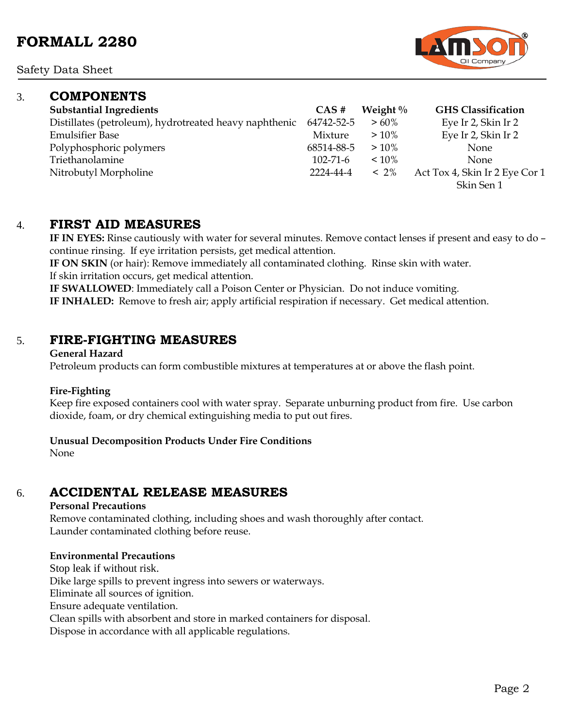## 3. COMPONENTS

| Substantial Ingredients | CAS # | Weight % | GHS Classification |
|---|---|---|---|
| Distillates (petroleum), hydrotreated heavy naphthenic | 64742-52-5 | > 60% | Eye Ir 2, Skin Ir 2 |
| Emulsifier Base | Mixture | > 10% | Eye Ir 2, Skin Ir 2 |
| Polyphosphoric polymers | 68514-88-5 | > 10% | None |
| Triethanolamine | 102-71-6 | < 10% | None |
| Nitrobutyl Morpholine | 2224-44-4 | < 2% | Act Tox 4, Skin Ir 2 Eye Cor 1 Skin Sen 1 |

## 4. FIRST AID MEASURES

**IF IN EYES:** Rinse cautiously with water for several minutes. Remove contact lenses if present and easy to do – continue rinsing. If eye irritation persists, get medical attention.

**IF ON SKIN** (or hair): Remove immediately all contaminated clothing. Rinse skin with water. If skin irritation occurs, get medical attention.

**IF SWALLOWED**: Immediately call a Poison Center or Physician. Do not induce vomiting.

**IF INHALED:** Remove to fresh air; apply artificial respiration if necessary. Get medical attention.

## 5. FIRE-FIGHTING MEASURES

**General Hazard**

Petroleum products can form combustible mixtures at temperatures at or above the flash point.

**Fire-Fighting**

Keep fire exposed containers cool with water spray. Separate unburning product from fire. Use carbon dioxide, foam, or dry chemical extinguishing media to put out fires.

**Unusual Decomposition Products Under Fire Conditions**

None

## 6. ACCIDENTAL RELEASE MEASURES

**Personal Precautions**

Remove contaminated clothing, including shoes and wash thoroughly after contact.
Launder contaminated clothing before reuse.

**Environmental Precautions**

Stop leak if without risk.
Dike large spills to prevent ingress into sewers or waterways.
Eliminate all sources of ignition.
Ensure adequate ventilation.
Clean spills with absorbent and store in marked containers for disposal.
Dispose in accordance with all applicable regulations.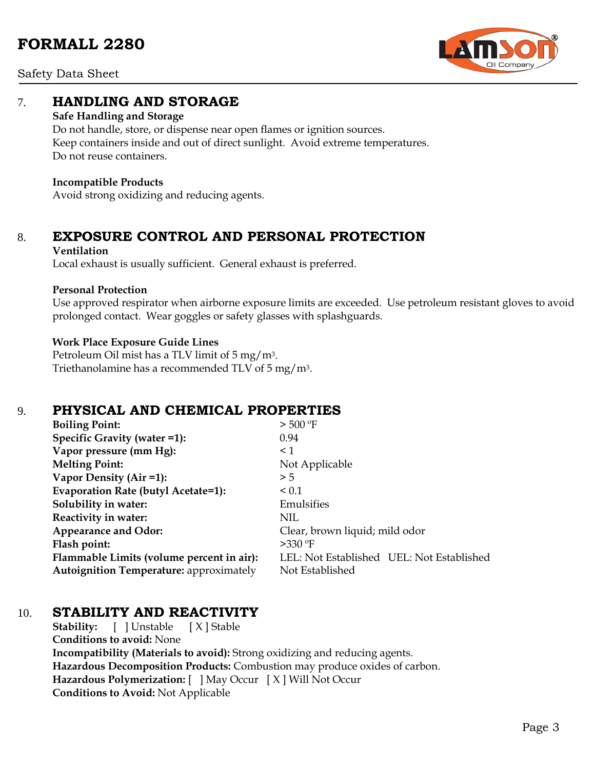## 7. HANDLING AND STORAGE

**Safe Handling and Storage**

Do not handle, store, or dispense near open flames or ignition sources.
Keep containers inside and out of direct sunlight. Avoid extreme temperatures.
Do not reuse containers.

**Incompatible Products**

Avoid strong oxidizing and reducing agents.

## 8. EXPOSURE CONTROL AND PERSONAL PROTECTION

**Ventilation**

Local exhaust is usually sufficient. General exhaust is preferred.

**Personal Protection**

Use approved respirator when airborne exposure limits are exceeded. Use petroleum resistant gloves to avoid prolonged contact. Wear goggles or safety glasses with splashguards.

**Work Place Exposure Guide Lines**

Petroleum Oil mist has a TLV limit of 5 $mg/m^3$.
Triethanolamine has a recommended TLV of 5 $mg/m^3$.

## 9. PHYSICAL AND CHEMICAL PROPERTIES

| Property | Value |
|---|---|
| **Boiling Point:** | > 500 ºF |
| **Specific Gravity (water =1):** | 0.94 |
| **Vapor pressure (mm Hg):** | < 1 |
| **Melting Point:** | Not Applicable |
| **Vapor Density (Air =1):** | > 5 |
| **Evaporation Rate (butyl Acetate=1):** | < 0.1 |
| **Solubility in water:** | Emulsifies |
| **Reactivity in water:** | NIL |
| **Appearance and Odor:** | Clear, brown liquid; mild odor |
| **Flash point:** | >330 ºF |
| **Flammable Limits (volume percent in air):** | LEL: Not Established UEL: Not Established |
| **Autoignition Temperature:** approximately | Not Established |

## 10. STABILITY AND REACTIVITY

**Stability:** [ ] Unstable [ X ] Stable
**Conditions to avoid:** None
**Incompatibility (Materials to avoid):** Strong oxidizing and reducing agents.
**Hazardous Decomposition Products:** Combustion may produce oxides of carbon.
**Hazardous Polymerization:** [ ] May Occur [ X ] Will Not Occur
**Conditions to Avoid:** Not Applicable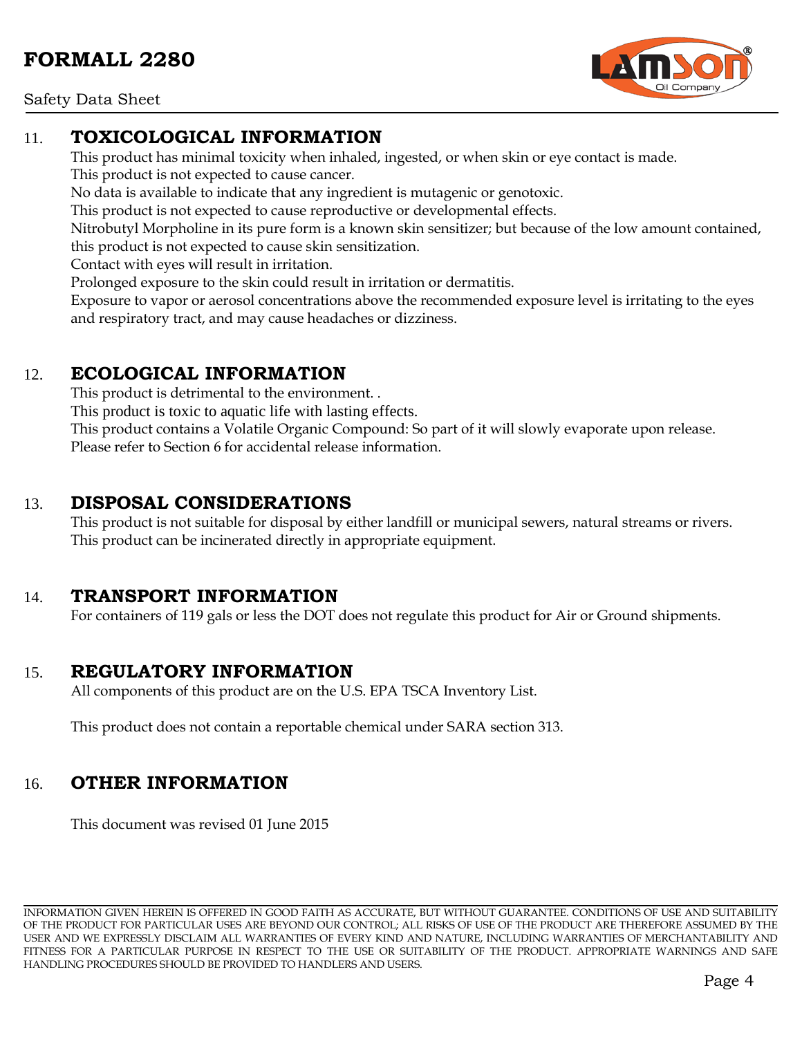## 11. TOXICOLOGICAL INFORMATION

This product has minimal toxicity when inhaled, ingested, or when skin or eye contact is made.
This product is not expected to cause cancer.
No data is available to indicate that any ingredient is mutagenic or genotoxic.
This product is not expected to cause reproductive or developmental effects.
Nitrobutyl Morpholine in its pure form is a known skin sensitizer; but because of the low amount contained, this product is not expected to cause skin sensitization.
Contact with eyes will result in irritation.
Prolonged exposure to the skin could result in irritation or dermatitis.
Exposure to vapor or aerosol concentrations above the recommended exposure level is irritating to the eyes and respiratory tract, and may cause headaches or dizziness.

## 12. ECOLOGICAL INFORMATION

This product is detrimental to the environment. .
This product is toxic to aquatic life with lasting effects.
This product contains a Volatile Organic Compound: So part of it will slowly evaporate upon release.
Please refer to Section 6 for accidental release information.

## 13. DISPOSAL CONSIDERATIONS

This product is not suitable for disposal by either landfill or municipal sewers, natural streams or rivers.
This product can be incinerated directly in appropriate equipment.

## 14. TRANSPORT INFORMATION

For containers of 119 gals or less the DOT does not regulate this product for Air or Ground shipments.

## 15. REGULATORY INFORMATION

All components of this product are on the U.S. EPA TSCA Inventory List.

This product does not contain a reportable chemical under SARA section 313.

## 16. OTHER INFORMATION

This document was revised 01 June 2015

INFORMATION GIVEN HEREIN IS OFFERED IN GOOD FAITH AS ACCURATE, BUT WITHOUT GUARANTEE. CONDITIONS OF USE AND SUITABILITY OF THE PRODUCT FOR PARTICULAR USES ARE BEYOND OUR CONTROL; ALL RISKS OF USE OF THE PRODUCT ARE THEREFORE ASSUMED BY THE USER AND WE EXPRESSLY DISCLAIM ALL WARRANTIES OF EVERY KIND AND NATURE, INCLUDING WARRANTIES OF MERCHANTABILITY AND FITNESS FOR A PARTICULAR PURPOSE IN RESPECT TO THE USE OR SUITABILITY OF THE PRODUCT. APPROPRIATE WARNINGS AND SAFE HANDLING PROCEDURES SHOULD BE PROVIDED TO HANDLERS AND USERS.